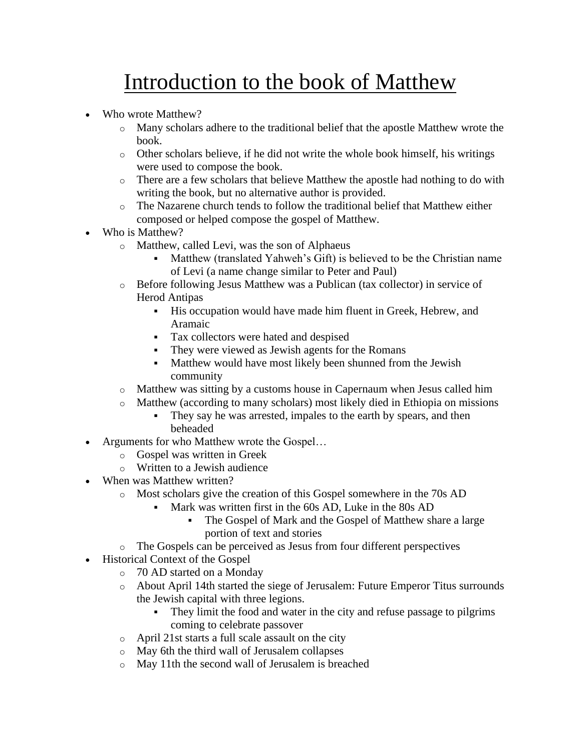# Introduction to the book of Matthew

- Who wrote Matthew?
    - Many scholars adhere to the traditional belief that the apostle Matthew wrote the book.
    - Other scholars believe, if he did not write the whole book himself, his writings were used to compose the book.
    - There are a few scholars that believe Matthew the apostle had nothing to do with writing the book, but no alternative author is provided.
    - The Nazarene church tends to follow the traditional belief that Matthew either composed or helped compose the gospel of Matthew.
- Who is Matthew?
    - Matthew, called Levi, was the son of Alphaeus
        - Matthew (translated Yahweh's Gift) is believed to be the Christian name of Levi (a name change similar to Peter and Paul)
    - Before following Jesus Matthew was a Publican (tax collector) in service of Herod Antipas
        - His occupation would have made him fluent in Greek, Hebrew, and Aramaic
        - Tax collectors were hated and despised
        - They were viewed as Jewish agents for the Romans
        - Matthew would have most likely been shunned from the Jewish community
    - Matthew was sitting by a customs house in Capernaum when Jesus called him
    - Matthew (according to many scholars) most likely died in Ethiopia on missions
        - They say he was arrested, impales to the earth by spears, and then beheaded
- Arguments for who Matthew wrote the Gospel…
    - Gospel was written in Greek
    - Written to a Jewish audience
- When was Matthew written?
    - Most scholars give the creation of this Gospel somewhere in the 70s AD
        - Mark was written first in the 60s AD, Luke in the 80s AD
            - The Gospel of Mark and the Gospel of Matthew share a large portion of text and stories
    - The Gospels can be perceived as Jesus from four different perspectives
- Historical Context of the Gospel
    - 70 AD started on a Monday
    - About April 14th started the siege of Jerusalem: Future Emperor Titus surrounds the Jewish capital with three legions.
        - They limit the food and water in the city and refuse passage to pilgrims coming to celebrate passover
    - April 21st starts a full scale assault on the city
    - May 6th the third wall of Jerusalem collapses
    - May 11th the second wall of Jerusalem is breached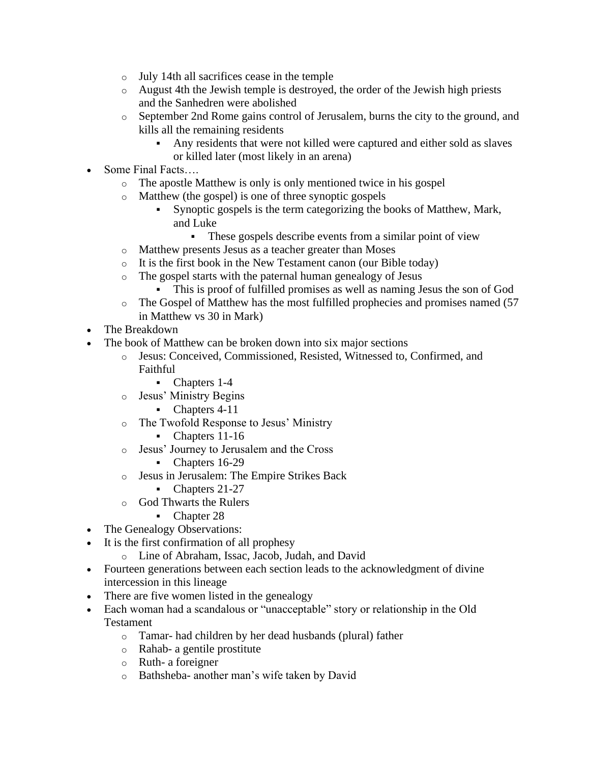- July 14th all sacrifices cease in the temple
- August 4th the Jewish temple is destroyed, the order of the Jewish high priests and the Sanhedren were abolished
- September 2nd Rome gains control of Jerusalem, burns the city to the ground, and kills all the remaining residents
  - Any residents that were not killed were captured and either sold as slaves or killed later (most likely in an arena)

- Some Final Facts….
  - The apostle Matthew is only is only mentioned twice in his gospel
  - Matthew (the gospel) is one of three synoptic gospels
    - Synoptic gospels is the term categorizing the books of Matthew, Mark, and Luke
      - These gospels describe events from a similar point of view
  - Matthew presents Jesus as a teacher greater than Moses
  - It is the first book in the New Testament canon (our Bible today)
  - The gospel starts with the paternal human genealogy of Jesus
    - This is proof of fulfilled promises as well as naming Jesus the son of God
  - The Gospel of Matthew has the most fulfilled prophecies and promises named (57 in Matthew vs 30 in Mark)
- The Breakdown
- The book of Matthew can be broken down into six major sections
  - Jesus: Conceived, Commissioned, Resisted, Witnessed to, Confirmed, and Faithful
    - Chapters 1-4
  - Jesus' Ministry Begins
    - Chapters 4-11
  - The Twofold Response to Jesus' Ministry
    - Chapters 11-16
  - Jesus' Journey to Jerusalem and the Cross
    - Chapters 16-29
  - Jesus in Jerusalem: The Empire Strikes Back
    - Chapters 21-27
  - God Thwarts the Rulers
    - Chapter 28
- The Genealogy Observations:
- It is the first confirmation of all prophesy
  - Line of Abraham, Issac, Jacob, Judah, and David
- Fourteen generations between each section leads to the acknowledgment of divine intercession in this lineage
- There are five women listed in the genealogy
- Each woman had a scandalous or "unacceptable" story or relationship in the Old Testament
  - Tamar- had children by her dead husbands (plural) father
  - Rahab- a gentile prostitute
  - Ruth- a foreigner
  - Bathsheba- another man's wife taken by David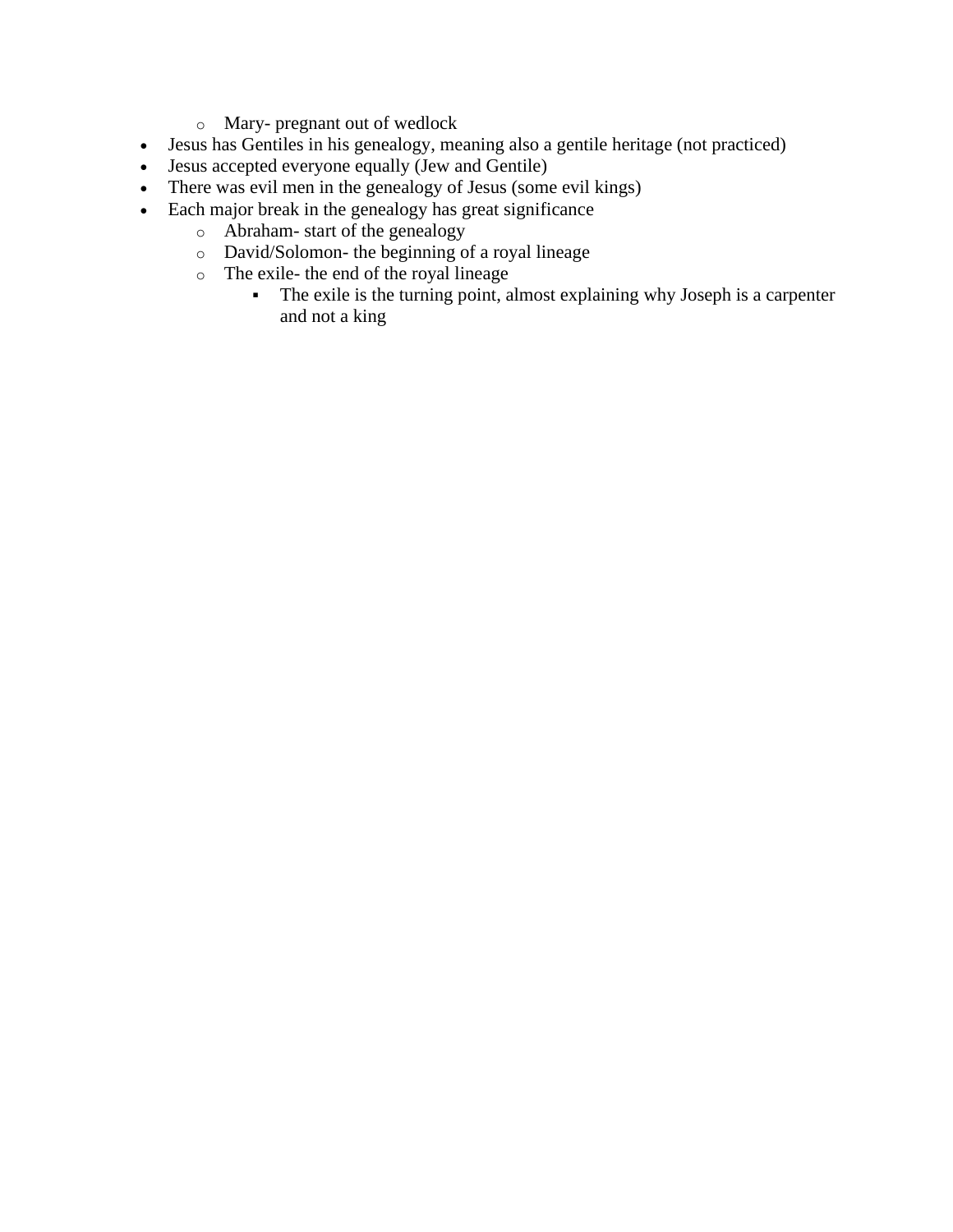- Mary- pregnant out of wedlock
- Jesus has Gentiles in his genealogy, meaning also a gentile heritage (not practiced)
- Jesus accepted everyone equally (Jew and Gentile)
- There was evil men in the genealogy of Jesus (some evil kings)
- Each major break in the genealogy has great significance
  - Abraham- start of the genealogy
  - David/Solomon- the beginning of a royal lineage
  - The exile- the end of the royal lineage
    - The exile is the turning point, almost explaining why Joseph is a carpenter and not a king